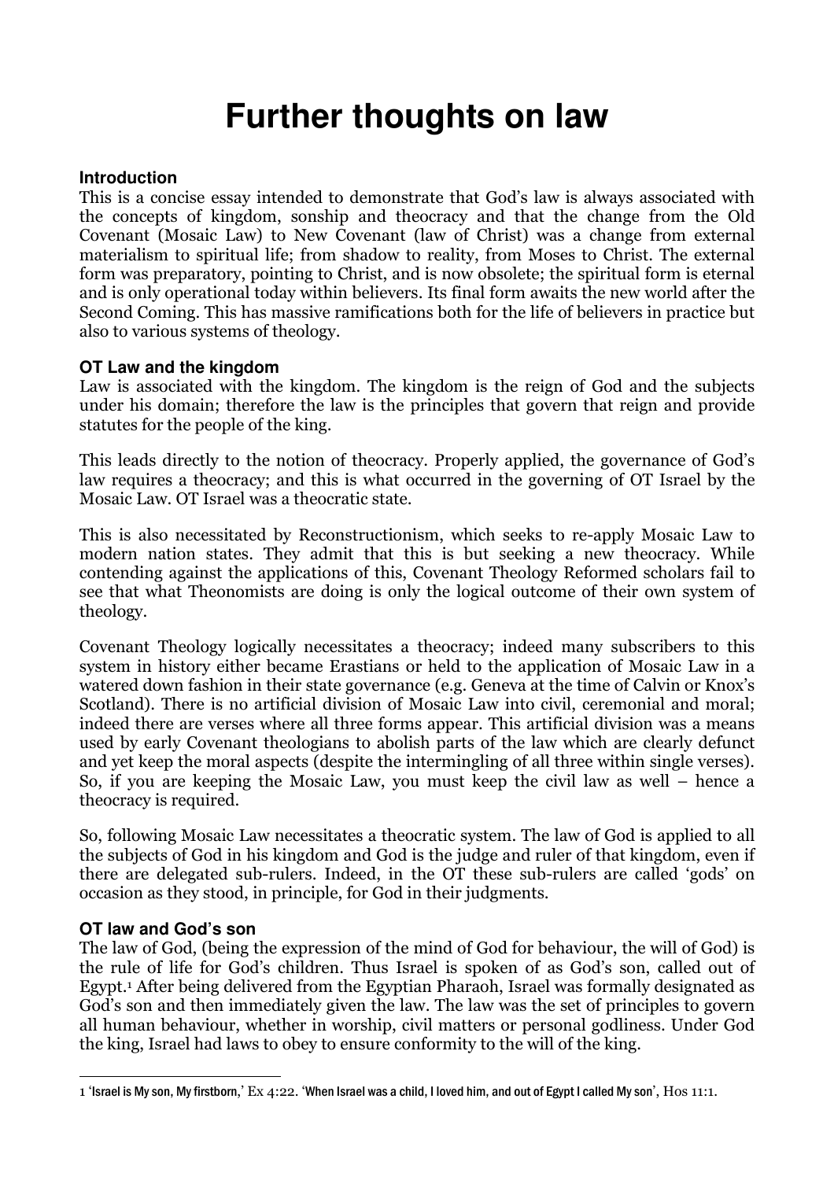# Further thoughts on law

## Introduction

This is a concise essay intended to demonstrate that God's law is always associated with the concepts of kingdom, sonship and theocracy and that the change from the Old Covenant (Mosaic Law) to New Covenant (law of Christ) was a change from external materialism to spiritual life; from shadow to reality, from Moses to Christ. The external form was preparatory, pointing to Christ, and is now obsolete; the spiritual form is eternal and is only operational today within believers. Its final form awaits the new world after the Second Coming. This has massive ramifications both for the life of believers in practice but also to various systems of theology.

## OT Law and the kingdom

Law is associated with the kingdom. The kingdom is the reign of God and the subjects under his domain; therefore the law is the principles that govern that reign and provide statutes for the people of the king.

This leads directly to the notion of theocracy. Properly applied, the governance of God's law requires a theocracy; and this is what occurred in the governing of OT Israel by the Mosaic Law. OT Israel was a theocratic state.

This is also necessitated by Reconstructionism, which seeks to re-apply Mosaic Law to modern nation states. They admit that this is but seeking a new theocracy. While contending against the applications of this, Covenant Theology Reformed scholars fail to see that what Theonomists are doing is only the logical outcome of their own system of theology.

Covenant Theology logically necessitates a theocracy; indeed many subscribers to this system in history either became Erastians or held to the application of Mosaic Law in a watered down fashion in their state governance (e.g. Geneva at the time of Calvin or Knox's Scotland). There is no artificial division of Mosaic Law into civil, ceremonial and moral; indeed there are verses where all three forms appear. This artificial division was a means used by early Covenant theologians to abolish parts of the law which are clearly defunct and yet keep the moral aspects (despite the intermingling of all three within single verses). So, if you are keeping the Mosaic Law, you must keep the civil law as well – hence a theocracy is required.

So, following Mosaic Law necessitates a theocratic system. The law of God is applied to all the subjects of God in his kingdom and God is the judge and ruler of that kingdom, even if there are delegated sub-rulers. Indeed, in the OT these sub-rulers are called 'gods' on occasion as they stood, in principle, for God in their judgments.

## OT law and God's son

The law of God, (being the expression of the mind of God for behaviour, the will of God) is the rule of life for God's children. Thus Israel is spoken of as God's son, called out of Egypt.[1] After being delivered from the Egyptian Pharaoh, Israel was formally designated as God's son and then immediately given the law. The law was the set of principles to govern all human behaviour, whether in worship, civil matters or personal godliness. Under God the king, Israel had laws to obey to ensure conformity to the will of the king.

---

1 'Israel is My son, My firstborn,' Ex 4:22. 'When Israel was a child, I loved him, and out of Egypt I called My son', Hos 11:1.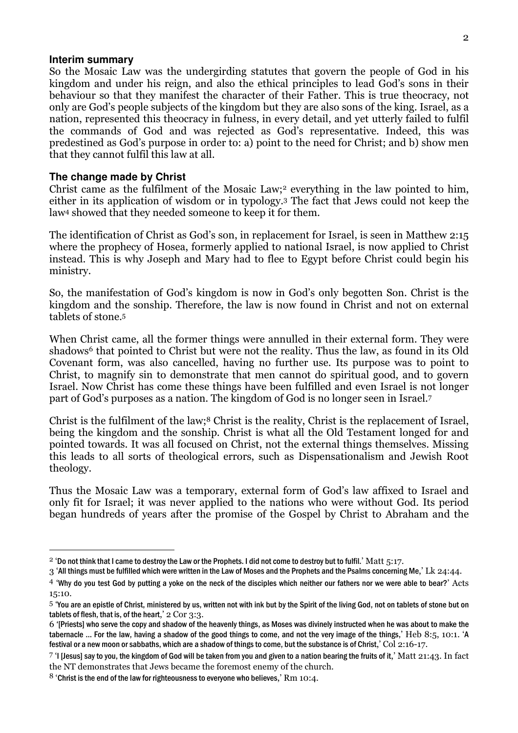### Interim summary

So the Mosaic Law was the undergirding statutes that govern the people of God in his kingdom and under his reign, and also the ethical principles to lead God's sons in their behaviour so that they manifest the character of their Father. This is true theocracy, not only are God's people subjects of the kingdom but they are also sons of the king. Israel, as a nation, represented this theocracy in fulness, in every detail, and yet utterly failed to fulfil the commands of God and was rejected as God's representative. Indeed, this was predestined as God's purpose in order to: a) point to the need for Christ; and b) show men that they cannot fulfil this law at all.

### The change made by Christ

Christ came as the fulfilment of the Mosaic Law;[2] everything in the law pointed to him, either in its application of wisdom or in typology.[3] The fact that Jews could not keep the law[4] showed that they needed someone to keep it for them.

The identification of Christ as God's son, in replacement for Israel, is seen in Matthew 2:15 where the prophecy of Hosea, formerly applied to national Israel, is now applied to Christ instead. This is why Joseph and Mary had to flee to Egypt before Christ could begin his ministry.

So, the manifestation of God's kingdom is now in God's only begotten Son. Christ is the kingdom and the sonship. Therefore, the law is now found in Christ and not on external tablets of stone.[5]

When Christ came, all the former things were annulled in their external form. They were shadows[6] that pointed to Christ but were not the reality. Thus the law, as found in its Old Covenant form, was also cancelled, having no further use. Its purpose was to point to Christ, to magnify sin to demonstrate that men cannot do spiritual good, and to govern Israel. Now Christ has come these things have been fulfilled and even Israel is not longer part of God's purposes as a nation. The kingdom of God is no longer seen in Israel.[7]

Christ is the fulfilment of the law;[8] Christ is the reality, Christ is the replacement of Israel, being the kingdom and the sonship. Christ is what all the Old Testament longed for and pointed towards. It was all focused on Christ, not the external things themselves. Missing this leads to all sorts of theological errors, such as Dispensationalism and Jewish Root theology.

Thus the Mosaic Law was a temporary, external form of God's law affixed to Israel and only fit for Israel; it was never applied to the nations who were without God. Its period began hundreds of years after the promise of the Gospel by Christ to Abraham and the

---

[2] 'Do not think that I came to destroy the Law or the Prophets. I did not come to destroy but to fulfil.' Matt 5:17.

[3] 'All things must be fulfilled which were written in the Law of Moses and the Prophets and the Psalms concerning Me,' Lk 24:44.

[4] 'Why do you test God by putting a yoke on the neck of the disciples which neither our fathers nor we were able to bear?' Acts 15:10.

[5] 'You are an epistle of Christ, ministered by us, written not with ink but by the Spirit of the living God, not on tablets of stone but on tablets of flesh, that is, of the heart,' 2 Cor 3:3.

[6] '[Priests] who serve the copy and shadow of the heavenly things, as Moses was divinely instructed when he was about to make the tabernacle … For the law, having a shadow of the good things to come, and not the very image of the things,' Heb 8:5, 10:1. 'A festival or a new moon or sabbaths, which are a shadow of things to come, but the substance is of Christ,' Col 2:16-17.

[7] 'I [Jesus] say to you, the kingdom of God will be taken from you and given to a nation bearing the fruits of it,' Matt 21:43. In fact the NT demonstrates that Jews became the foremost enemy of the church.

[8] 'Christ is the end of the law for righteousness to everyone who believes,' Rm 10:4.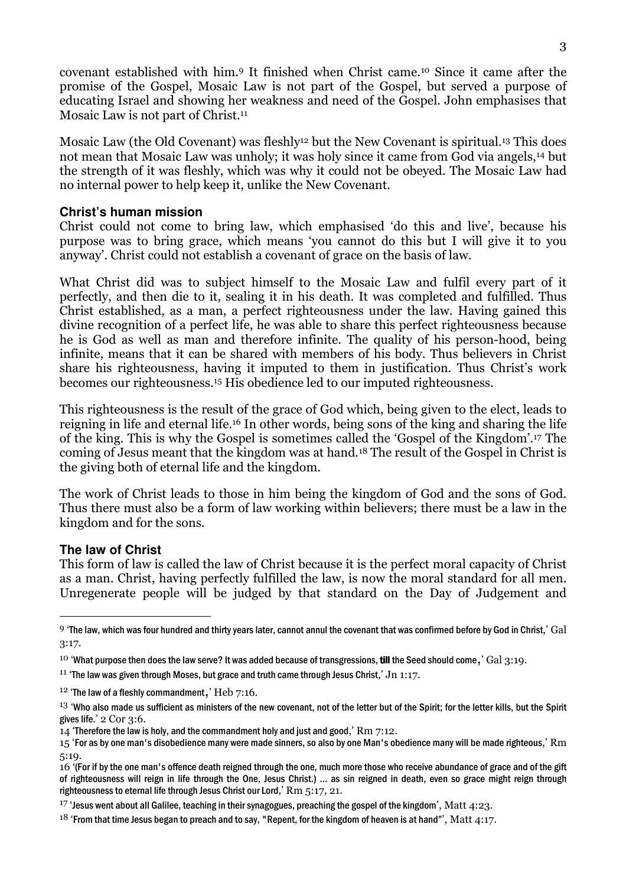covenant established with him.[9] It finished when Christ came.[10] Since it came after the promise of the Gospel, Mosaic Law is not part of the Gospel, but served a purpose of educating Israel and showing her weakness and need of the Gospel. John emphasises that Mosaic Law is not part of Christ.[11]

Mosaic Law (the Old Covenant) was fleshly[12] but the New Covenant is spiritual.[13] This does not mean that Mosaic Law was unholy; it was holy since it came from God via angels,[14] but the strength of it was fleshly, which was why it could not be obeyed. The Mosaic Law had no internal power to help keep it, unlike the New Covenant.

### Christ's human mission

Christ could not come to bring law, which emphasised 'do this and live', because his purpose was to bring grace, which means 'you cannot do this but I will give it to you anyway'. Christ could not establish a covenant of grace on the basis of law.

What Christ did was to subject himself to the Mosaic Law and fulfil every part of it perfectly, and then die to it, sealing it in his death. It was completed and fulfilled. Thus Christ established, as a man, a perfect righteousness under the law. Having gained this divine recognition of a perfect life, he was able to share this perfect righteousness because he is God as well as man and therefore infinite. The quality of his person-hood, being infinite, means that it can be shared with members of his body. Thus believers in Christ share his righteousness, having it imputed to them in justification. Thus Christ's work becomes our righteousness.[15] His obedience led to our imputed righteousness.

This righteousness is the result of the grace of God which, being given to the elect, leads to reigning in life and eternal life.[16] In other words, being sons of the king and sharing the life of the king. This is why the Gospel is sometimes called the 'Gospel of the Kingdom'.[17] The coming of Jesus meant that the kingdom was at hand.[18] The result of the Gospel in Christ is the giving both of eternal life and the kingdom.

The work of Christ leads to those in him being the kingdom of God and the sons of God. Thus there must also be a form of law working within believers; there must be a law in the kingdom and for the sons.

### The law of Christ

This form of law is called the law of Christ because it is the perfect moral capacity of Christ as a man. Christ, having perfectly fulfilled the law, is now the moral standard for all men. Unregenerate people will be judged by that standard on the Day of Judgement and

---

[9] 'The law, which was four hundred and thirty years later, cannot annul the covenant that was confirmed before by God in Christ,' Gal 3:17.

[10] 'What purpose then does the law serve? It was added because of transgressions, **till** the Seed should come,' Gal 3:19.

[11] 'The law was given through Moses, but grace and truth came through Jesus Christ,' Jn 1:17.

[12] 'The law of a fleshly commandment,' Heb 7:16.

[13] 'Who also made us sufficient as ministers of the new covenant, not of the letter but of the Spirit; for the letter kills, but the Spirit gives life.' 2 Cor 3:6.

[14] 'Therefore the law is holy, and the commandment holy and just and good,' Rm 7:12.

[15] 'For as by one man's disobedience many were made sinners, so also by one Man's obedience many will be made righteous,' Rm 5:19.

[16] '(For if by the one man's offence death reigned through the one, much more those who receive abundance of grace and of the gift of righteousness will reign in life through the One, Jesus Christ.) ... as sin reigned in death, even so grace might reign through righteousness to eternal life through Jesus Christ our Lord,' Rm 5:17, 21.

[17] 'Jesus went about all Galilee, teaching in their synagogues, preaching the gospel of the kingdom', Matt 4:23.

[18] 'From that time Jesus began to preach and to say, "Repent, for the kingdom of heaven is at hand"', Matt 4:17.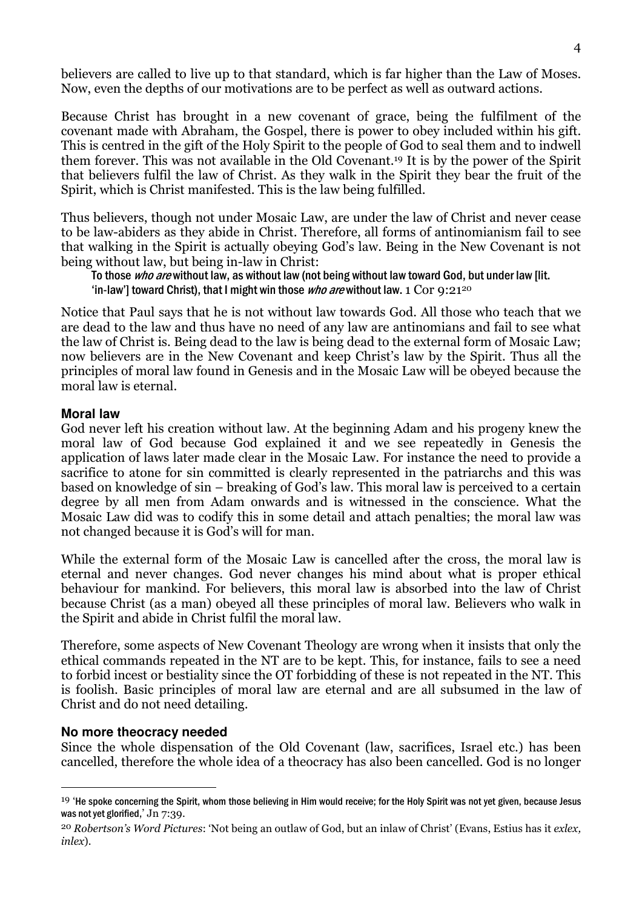believers are called to live up to that standard, which is far higher than the Law of Moses. Now, even the depths of our motivations are to be perfect as well as outward actions.

Because Christ has brought in a new covenant of grace, being the fulfilment of the covenant made with Abraham, the Gospel, there is power to obey included within his gift. This is centred in the gift of the Holy Spirit to the people of God to seal them and to indwell them forever. This was not available in the Old Covenant.[19] It is by the power of the Spirit that believers fulfil the law of Christ. As they walk in the Spirit they bear the fruit of the Spirit, which is Christ manifested. This is the law being fulfilled.

Thus believers, though not under Mosaic Law, are under the law of Christ and never cease to be law-abiders as they abide in Christ. Therefore, all forms of antinomianism fail to see that walking in the Spirit is actually obeying God's law. Being in the New Covenant is not being without law, but being in-law in Christ:

> To those *who are* without law, as without law (not being without law toward God, but under law [lit. 'in-law'] toward Christ), that I might win those *who are* without law. 1 Cor 9:21[20]

Notice that Paul says that he is not without law towards God. All those who teach that we are dead to the law and thus have no need of any law are antinomians and fail to see what the law of Christ is. Being dead to the law is being dead to the external form of Mosaic Law; now believers are in the New Covenant and keep Christ's law by the Spirit. Thus all the principles of moral law found in Genesis and in the Mosaic Law will be obeyed because the moral law is eternal.

### Moral law

God never left his creation without law. At the beginning Adam and his progeny knew the moral law of God because God explained it and we see repeatedly in Genesis the application of laws later made clear in the Mosaic Law. For instance the need to provide a sacrifice to atone for sin committed is clearly represented in the patriarchs and this was based on knowledge of sin – breaking of God's law. This moral law is perceived to a certain degree by all men from Adam onwards and is witnessed in the conscience. What the Mosaic Law did was to codify this in some detail and attach penalties; the moral law was not changed because it is God's will for man.

While the external form of the Mosaic Law is cancelled after the cross, the moral law is eternal and never changes. God never changes his mind about what is proper ethical behaviour for mankind. For believers, this moral law is absorbed into the law of Christ because Christ (as a man) obeyed all these principles of moral law. Believers who walk in the Spirit and abide in Christ fulfil the moral law.

Therefore, some aspects of New Covenant Theology are wrong when it insists that only the ethical commands repeated in the NT are to be kept. This, for instance, fails to see a need to forbid incest or bestiality since the OT forbidding of these is not repeated in the NT. This is foolish. Basic principles of moral law are eternal and are all subsumed in the law of Christ and do not need detailing.

### No more theocracy needed

Since the whole dispensation of the Old Covenant (law, sacrifices, Israel etc.) has been cancelled, therefore the whole idea of a theocracy has also been cancelled. God is no longer

---

[19] 'He spoke concerning the Spirit, whom those believing in Him would receive; for the Holy Spirit was not yet given, because Jesus was not yet glorified,' Jn 7:39.

[20] *Robertson's Word Pictures*: 'Not being an outlaw of God, but an inlaw of Christ' (Evans, Estius has it *exlex, inlex*).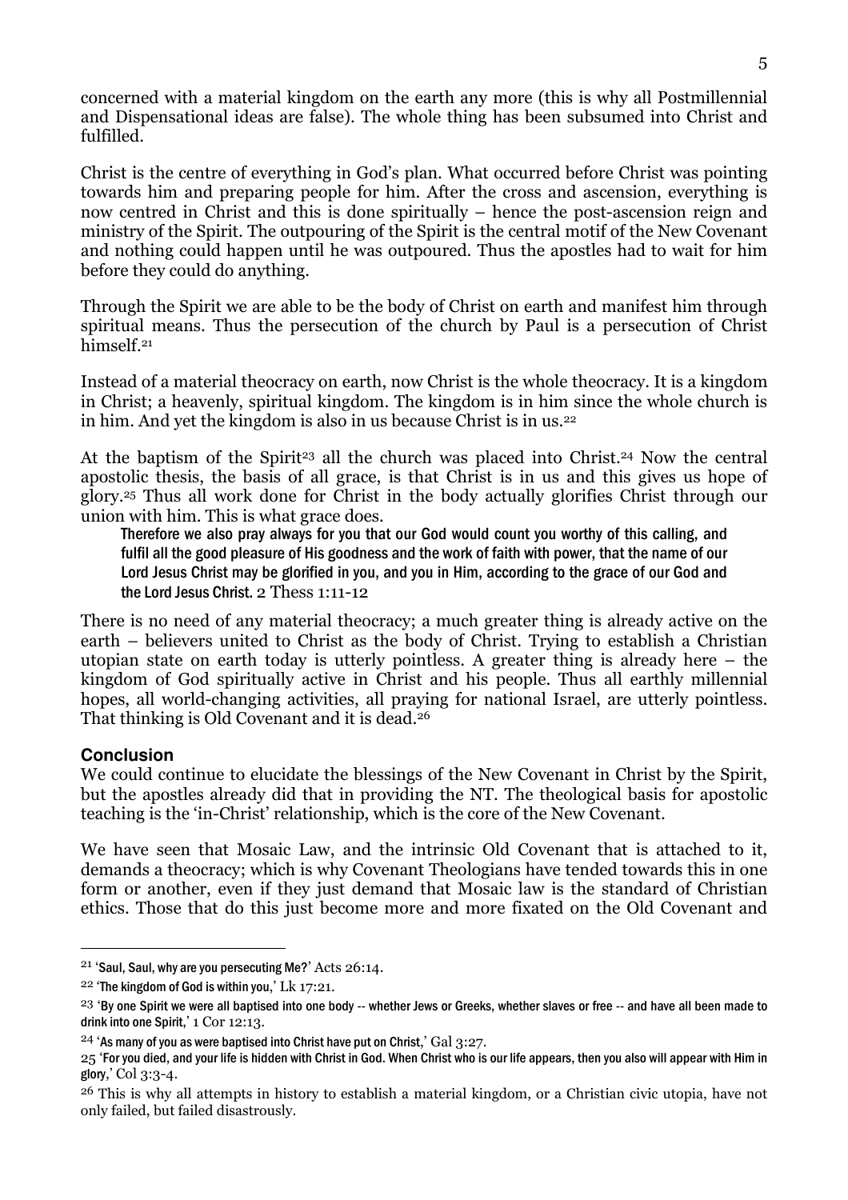concerned with a material kingdom on the earth any more (this is why all Postmillennial and Dispensational ideas are false). The whole thing has been subsumed into Christ and fulfilled.

Christ is the centre of everything in God's plan. What occurred before Christ was pointing towards him and preparing people for him. After the cross and ascension, everything is now centred in Christ and this is done spiritually – hence the post-ascension reign and ministry of the Spirit. The outpouring of the Spirit is the central motif of the New Covenant and nothing could happen until he was outpoured. Thus the apostles had to wait for him before they could do anything.

Through the Spirit we are able to be the body of Christ on earth and manifest him through spiritual means. Thus the persecution of the church by Paul is a persecution of Christ himself.[21]

Instead of a material theocracy on earth, now Christ is the whole theocracy. It is a kingdom in Christ; a heavenly, spiritual kingdom. The kingdom is in him since the whole church is in him. And yet the kingdom is also in us because Christ is in us.[22]

At the baptism of the Spirit[23] all the church was placed into Christ.[24] Now the central apostolic thesis, the basis of all grace, is that Christ is in us and this gives us hope of glory.[25] Thus all work done for Christ in the body actually glorifies Christ through our union with him. This is what grace does.

> Therefore we also pray always for you that our God would count you worthy of this calling, and fulfil all the good pleasure of His goodness and the work of faith with power, that the name of our Lord Jesus Christ may be glorified in you, and you in Him, according to the grace of our God and the Lord Jesus Christ. 2 Thess 1:11-12

There is no need of any material theocracy; a much greater thing is already active on the earth – believers united to Christ as the body of Christ. Trying to establish a Christian utopian state on earth today is utterly pointless. A greater thing is already here – the kingdom of God spiritually active in Christ and his people. Thus all earthly millennial hopes, all world-changing activities, all praying for national Israel, are utterly pointless. That thinking is Old Covenant and it is dead.[26]

## Conclusion

We could continue to elucidate the blessings of the New Covenant in Christ by the Spirit, but the apostles already did that in providing the NT. The theological basis for apostolic teaching is the 'in-Christ' relationship, which is the core of the New Covenant.

We have seen that Mosaic Law, and the intrinsic Old Covenant that is attached to it, demands a theocracy; which is why Covenant Theologians have tended towards this in one form or another, even if they just demand that Mosaic law is the standard of Christian ethics. Those that do this just become more and more fixated on the Old Covenant and

---

[21] 'Saul, Saul, why are you persecuting Me?' Acts 26:14.

[22] 'The kingdom of God is within you,' Lk 17:21.

[23] 'By one Spirit we were all baptised into one body -- whether Jews or Greeks, whether slaves or free -- and have all been made to drink into one Spirit,' 1 Cor 12:13.

[24] 'As many of you as were baptised into Christ have put on Christ,' Gal 3:27.

[25] 'For you died, and your life is hidden with Christ in God. When Christ who is our life appears, then you also will appear with Him in glory,' Col 3:3-4.

[26] This is why all attempts in history to establish a material kingdom, or a Christian civic utopia, have not only failed, but failed disastrously.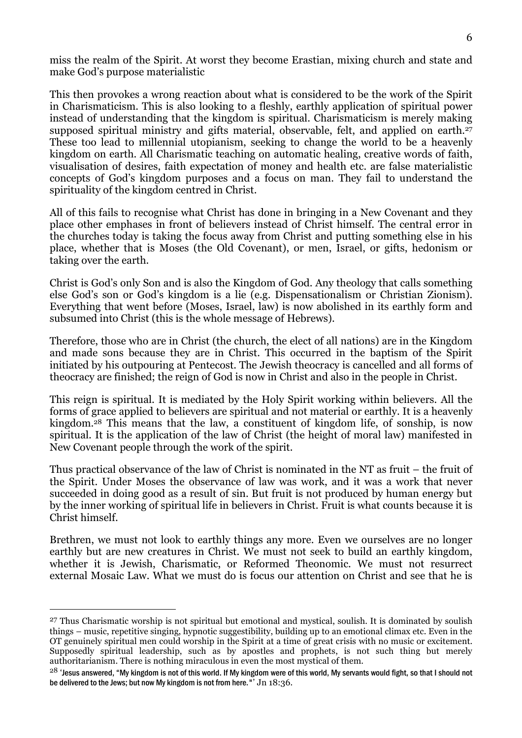miss the realm of the Spirit. At worst they become Erastian, mixing church and state and make God's purpose materialistic

This then provokes a wrong reaction about what is considered to be the work of the Spirit in Charismaticism. This is also looking to a fleshly, earthly application of spiritual power instead of understanding that the kingdom is spiritual. Charismaticism is merely making supposed spiritual ministry and gifts material, observable, felt, and applied on earth.[27] These too lead to millennial utopianism, seeking to change the world to be a heavenly kingdom on earth. All Charismatic teaching on automatic healing, creative words of faith, visualisation of desires, faith expectation of money and health etc. are false materialistic concepts of God's kingdom purposes and a focus on man. They fail to understand the spirituality of the kingdom centred in Christ.

All of this fails to recognise what Christ has done in bringing in a New Covenant and they place other emphases in front of believers instead of Christ himself. The central error in the churches today is taking the focus away from Christ and putting something else in his place, whether that is Moses (the Old Covenant), or men, Israel, or gifts, hedonism or taking over the earth.

Christ is God's only Son and is also the Kingdom of God. Any theology that calls something else God's son or God's kingdom is a lie (e.g. Dispensationalism or Christian Zionism). Everything that went before (Moses, Israel, law) is now abolished in its earthly form and subsumed into Christ (this is the whole message of Hebrews).

Therefore, those who are in Christ (the church, the elect of all nations) are in the Kingdom and made sons because they are in Christ. This occurred in the baptism of the Spirit initiated by his outpouring at Pentecost. The Jewish theocracy is cancelled and all forms of theocracy are finished; the reign of God is now in Christ and also in the people in Christ.

This reign is spiritual. It is mediated by the Holy Spirit working within believers. All the forms of grace applied to believers are spiritual and not material or earthly. It is a heavenly kingdom.[28] This means that the law, a constituent of kingdom life, of sonship, is now spiritual. It is the application of the law of Christ (the height of moral law) manifested in New Covenant people through the work of the spirit.

Thus practical observance of the law of Christ is nominated in the NT as fruit – the fruit of the Spirit. Under Moses the observance of law was work, and it was a work that never succeeded in doing good as a result of sin. But fruit is not produced by human energy but by the inner working of spiritual life in believers in Christ. Fruit is what counts because it is Christ himself.

Brethren, we must not look to earthly things any more. Even we ourselves are no longer earthly but are new creatures in Christ. We must not seek to build an earthly kingdom, whether it is Jewish, Charismatic, or Reformed Theonomic. We must not resurrect external Mosaic Law. What we must do is focus our attention on Christ and see that he is

---

[27] Thus Charismatic worship is not spiritual but emotional and mystical, soulish. It is dominated by soulish things – music, repetitive singing, hypnotic suggestibility, building up to an emotional climax etc. Even in the OT genuinely spiritual men could worship in the Spirit at a time of great crisis with no music or excitement. Supposedly spiritual leadership, such as by apostles and prophets, is not such thing but merely authoritarianism. There is nothing miraculous in even the most mystical of them.

[28] 'Jesus answered, "My kingdom is not of this world. If My kingdom were of this world, My servants would fight, so that I should not be delivered to the Jews; but now My kingdom is not from here."' Jn 18:36.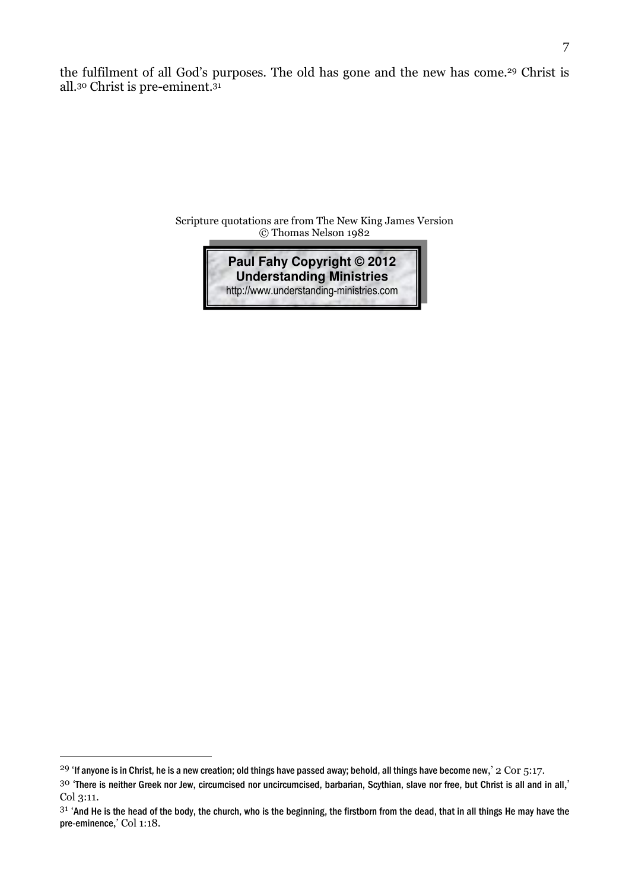the fulfilment of all God's purposes. The old has gone and the new has come.[29] Christ is all.[30] Christ is pre-eminent.[31]

Scripture quotations are from The New King James Version
© Thomas Nelson 1982

**Paul Fahy Copyright © 2012**
**Understanding Ministries**
http://www.understanding-ministries.com

---

[29] 'If anyone is in Christ, he is a new creation; old things have passed away; behold, all things have become new,' 2 Cor 5:17.

[30] 'There is neither Greek nor Jew, circumcised nor uncircumcised, barbarian, Scythian, slave nor free, but Christ is all and in all,' Col 3:11.

[31] 'And He is the head of the body, the church, who is the beginning, the firstborn from the dead, that in all things He may have the pre-eminence,' Col 1:18.